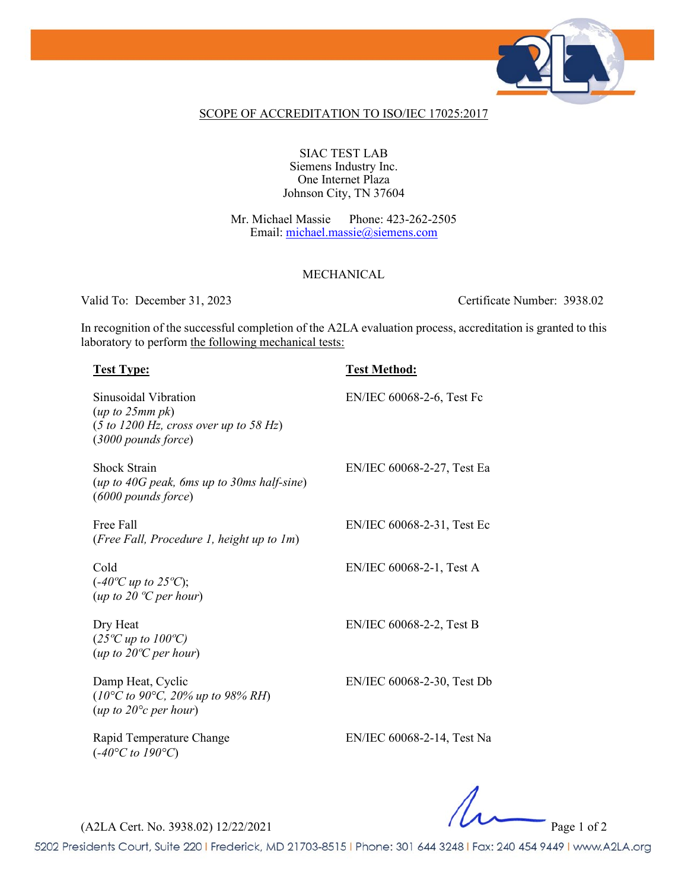## SCOPE OF ACCREDITATION TO ISO/IEC 17025:2017

SIAC TEST LAB
Siemens Industry Inc.
One Internet Plaza
Johnson City, TN 37604

Mr. Michael Massie Phone: 423-262-2505
Email: michael.massie@siemens.com

### MECHANICAL

Valid To: December 31, 2023 Certificate Number: 3938.02

In recognition of the successful completion of the A2LA evaluation process, accreditation is granted to this laboratory to perform the following mechanical tests:

| **Test Type:** | **Test Method:** |
|---|---|
| Sinusoidal Vibration<br>(*up to 25mm pk*)<br>(*5 to 1200 Hz, cross over up to 58 Hz*)<br>(*3000 pounds force*) | EN/IEC 60068-2-6, Test Fc |
| Shock Strain<br>(*up to 40G peak, 6ms up to 30ms half-sine*)<br>(*6000 pounds force*) | EN/IEC 60068-2-27, Test Ea |
| Free Fall<br>(*Free Fall, Procedure 1, height up to 1m*) | EN/IEC 60068-2-31, Test Ec |
| Cold<br>(*-40ºC up to 25ºC*);<br>(*up to 20 ºC per hour*) | EN/IEC 60068-2-1, Test A |
| Dry Heat<br>(*25ºC up to 100ºC)*<br>(*up to 20ºC per hour*) | EN/IEC 60068-2-2, Test B |
| Damp Heat, Cyclic<br>(*10°C to 90°C, 20% up to 98% RH*)<br>(*up to 20°c per hour*) | EN/IEC 60068-2-30, Test Db |
| Rapid Temperature Change<br>(*-40°C to 190°C*) | EN/IEC 60068-2-14, Test Na |

(A2LA Cert. No. 3938.02) 12/22/2021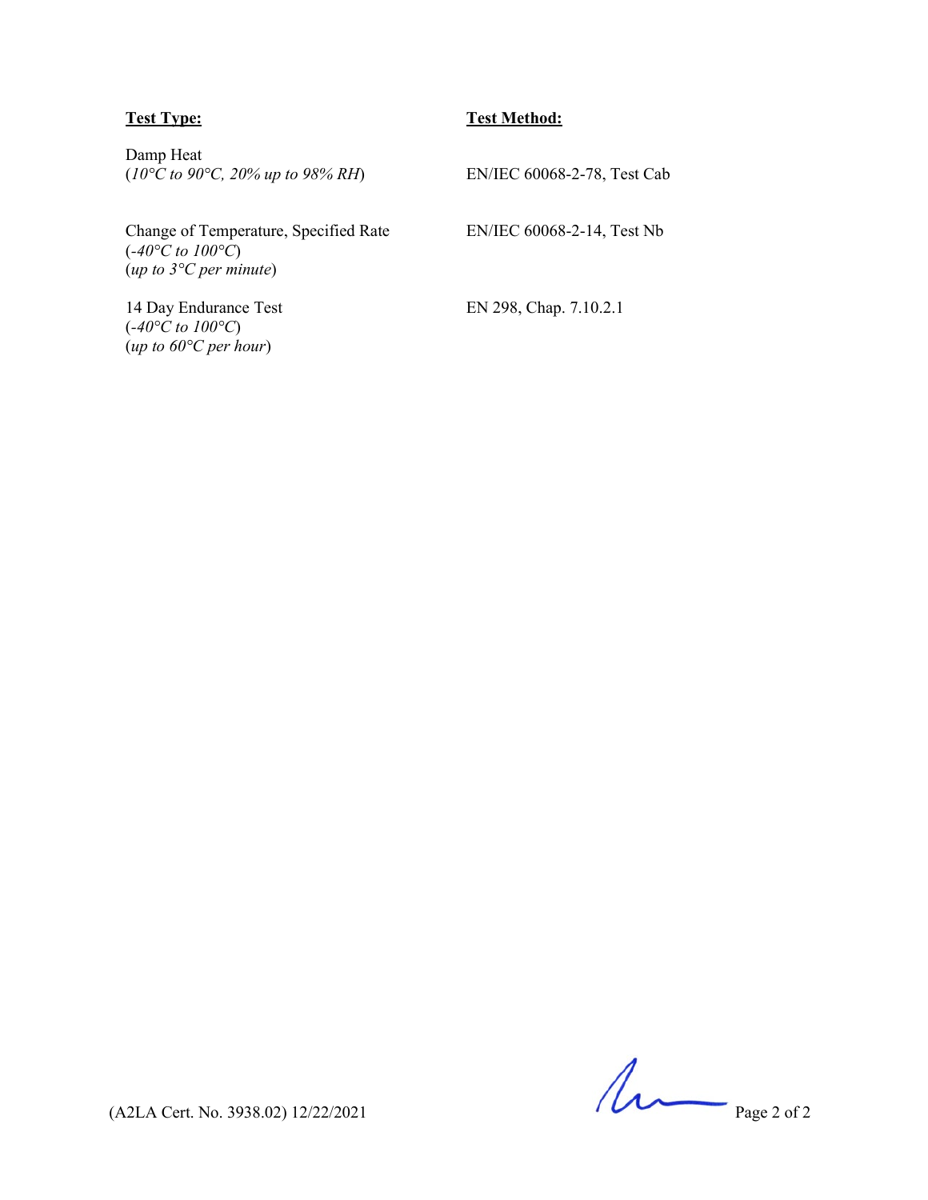| **Test Type:** | **Test Method:** |
| --- | --- |
| Damp Heat (*10°C to 90°C, 20% up to 98% RH*) | EN/IEC 60068-2-78, Test Cab |
| Change of Temperature, Specified Rate (*-40°C to 100°C*) (*up to 3°C per minute*) | EN/IEC 60068-2-14, Test Nb |
| 14 Day Endurance Test (*-40°C to 100°C*) (*up to 60°C per hour*) | EN 298, Chap. 7.10.2.1 |

(A2LA Cert. No. 3938.02) 12/22/2021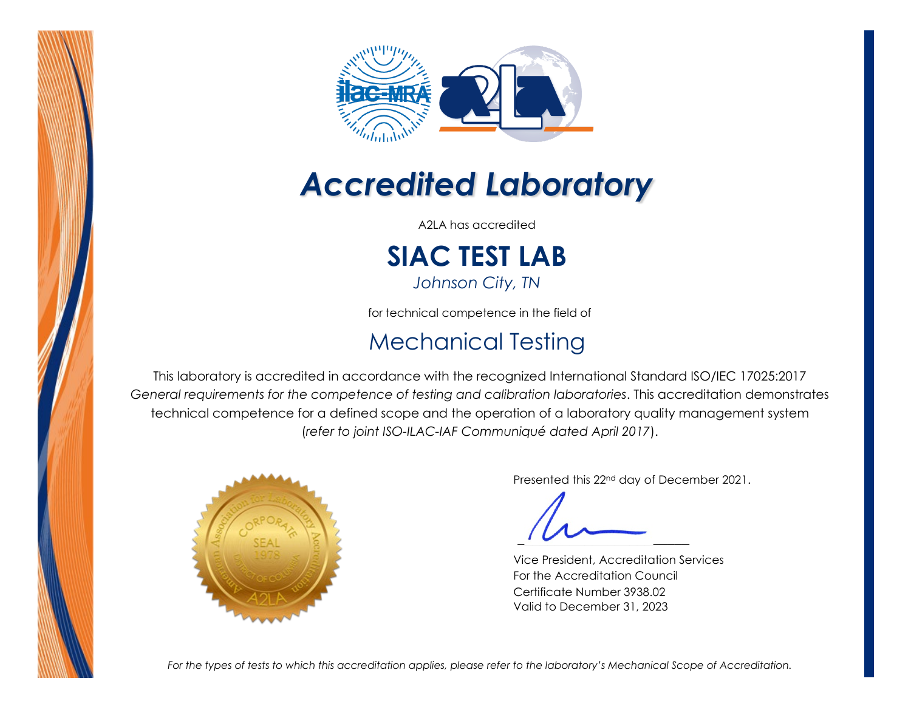# Accredited Laboratory

A2LA has accredited

## SIAC TEST LAB

*Johnson City, TN*

for technical competence in the field of

## Mechanical Testing

This laboratory is accredited in accordance with the recognized International Standard ISO/IEC 17025:2017 *General requirements for the competence of testing and calibration laboratories*. This accreditation demonstrates technical competence for a defined scope and the operation of a laboratory quality management system (*refer to joint ISO-ILAC-IAF Communiqué dated April 2017*).

Presented this 22nd day of December 2021.

Vice President, Accreditation Services
For the Accreditation Council
Certificate Number 3938.02
Valid to December 31, 2023

*For the types of tests to which this accreditation applies, please refer to the laboratory's Mechanical Scope of Accreditation.*